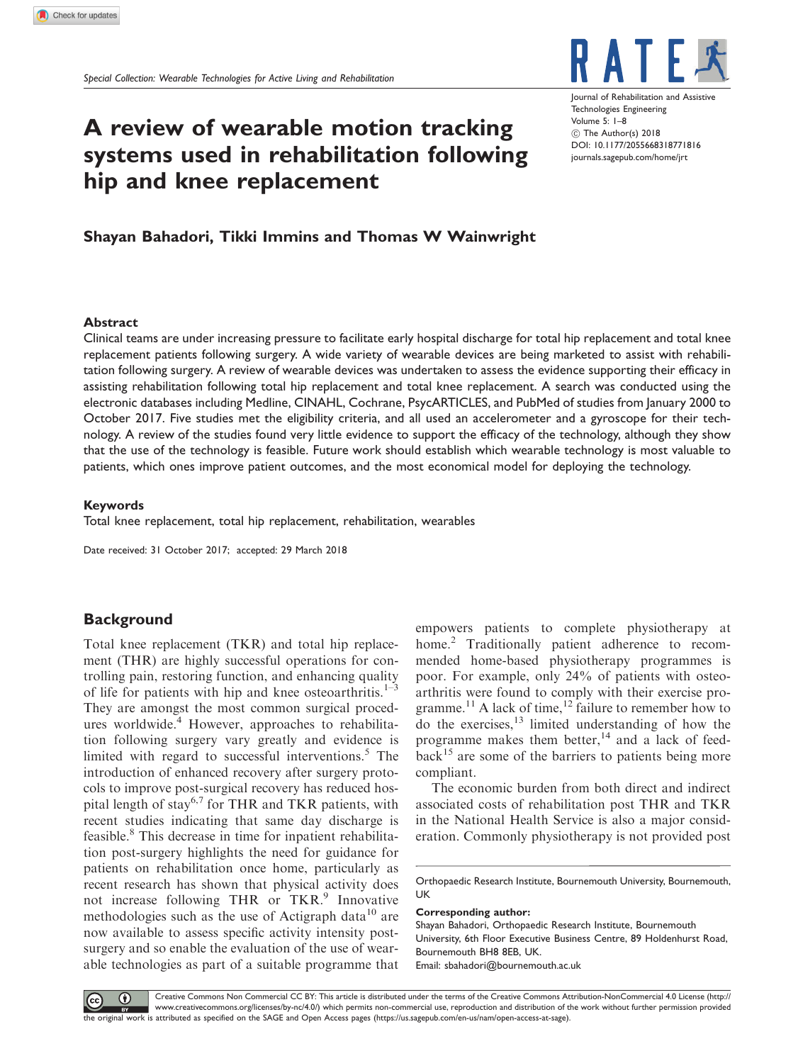Special Collection: Wearable Technologies for Active Living and Rehabilitation

# A review of wearable motion tracking systems used in rehabilitation following hip and knee replacement

Journal of Rehabilitation and Assistive Technologies Engineering
Volume 5: 1–8
© The Author(s) 2018
DOI: 10.1177/2055668318771816
journals.sagepub.com/home/jrt

**Shayan Bahadori, Tikki Immins and Thomas W Wainwright**

### Abstract

Clinical teams are under increasing pressure to facilitate early hospital discharge for total hip replacement and total knee replacement patients following surgery. A wide variety of wearable devices are being marketed to assist with rehabilitation following surgery. A review of wearable devices was undertaken to assess the evidence supporting their efficacy in assisting rehabilitation following total hip replacement and total knee replacement. A search was conducted using the electronic databases including Medline, CINAHL, Cochrane, PsycARTICLES, and PubMed of studies from January 2000 to October 2017. Five studies met the eligibility criteria, and all used an accelerometer and a gyroscope for their technology. A review of the studies found very little evidence to support the efficacy of the technology, although they show that the use of the technology is feasible. Future work should establish which wearable technology is most valuable to patients, which ones improve patient outcomes, and the most economical model for deploying the technology.

### Keywords

Total knee replacement, total hip replacement, rehabilitation, wearables

Date received: 31 October 2017; accepted: 29 March 2018

## Background

Total knee replacement (TKR) and total hip replacement (THR) are highly successful operations for controlling pain, restoring function, and enhancing quality of life for patients with hip and knee osteoarthritis.[1–3] They are amongst the most common surgical procedures worldwide.[4] However, approaches to rehabilitation following surgery vary greatly and evidence is limited with regard to successful interventions.[5] The introduction of enhanced recovery after surgery protocols to improve post-surgical recovery has reduced hospital length of stay[6,7] for THR and TKR patients, with recent studies indicating that same day discharge is feasible.[8] This decrease in time for inpatient rehabilitation post-surgery highlights the need for guidance for patients on rehabilitation once home, particularly as recent research has shown that physical activity does not increase following THR or TKR.[9] Innovative methodologies such as the use of Actigraph data[10] are now available to assess specific activity intensity post-surgery and so enable the evaluation of the use of wearable technologies as part of a suitable programme that empowers patients to complete physiotherapy at home.[2] Traditionally patient adherence to recommended home-based physiotherapy programmes is poor. For example, only 24% of patients with osteoarthritis were found to comply with their exercise programme.[11] A lack of time,[12] failure to remember how to do the exercises,[13] limited understanding of how the programme makes them better,[14] and a lack of feedback[15] are some of the barriers to patients being more compliant.

The economic burden from both direct and indirect associated costs of rehabilitation post THR and TKR in the National Health Service is also a major consideration. Commonly physiotherapy is not provided post

Orthopaedic Research Institute, Bournemouth University, Bournemouth, UK

**Corresponding author:**
Shayan Bahadori, Orthopaedic Research Institute, Bournemouth University, 6th Floor Executive Business Centre, 89 Holdenhurst Road, Bournemouth BH8 8EB, UK.
Email: sbahadori@bournemouth.ac.uk

Creative Commons Non Commercial CC BY: This article is distributed under the terms of the Creative Commons Attribution-NonCommercial 4.0 License (http://www.creativecommons.org/licenses/by-nc/4.0/) which permits non-commercial use, reproduction and distribution of the work without further permission provided the original work is attributed as specified on the SAGE and Open Access pages (https://us.sagepub.com/en-us/nam/open-access-at-sage).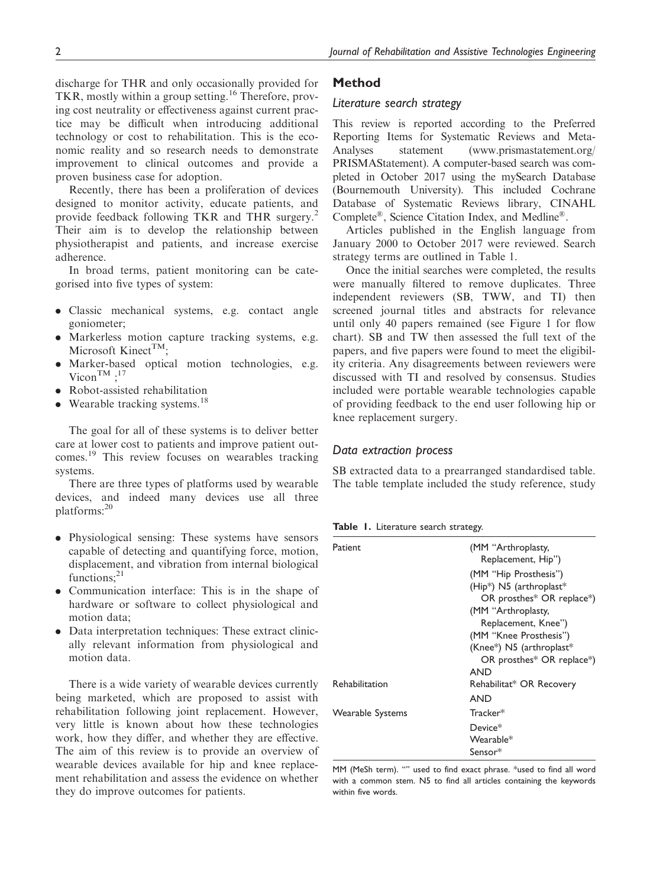discharge for THR and only occasionally provided for TKR, mostly within a group setting.[16] Therefore, proving cost neutrality or effectiveness against current practice may be difficult when introducing additional technology or cost to rehabilitation. This is the economic reality and so research needs to demonstrate improvement to clinical outcomes and provide a proven business case for adoption.

Recently, there has been a proliferation of devices designed to monitor activity, educate patients, and provide feedback following TKR and THR surgery.[2] Their aim is to develop the relationship between physiotherapist and patients, and increase exercise adherence.

In broad terms, patient monitoring can be categorised into five types of system:

- Classic mechanical systems, e.g. contact angle goniometer;
- Markerless motion capture tracking systems, e.g. Microsoft Kinect™;
- Marker-based optical motion technologies, e.g. Vicon™ ;[17]
- Robot-assisted rehabilitation
- Wearable tracking systems.[18]

The goal for all of these systems is to deliver better care at lower cost to patients and improve patient outcomes.[19] This review focuses on wearables tracking systems.

There are three types of platforms used by wearable devices, and indeed many devices use all three platforms:[20]

- Physiological sensing: These systems have sensors capable of detecting and quantifying force, motion, displacement, and vibration from internal biological functions;[21]
- Communication interface: This is in the shape of hardware or software to collect physiological and motion data;
- Data interpretation techniques: These extract clinically relevant information from physiological and motion data.

There is a wide variety of wearable devices currently being marketed, which are proposed to assist with rehabilitation following joint replacement. However, very little is known about how these technologies work, how they differ, and whether they are effective. The aim of this review is to provide an overview of wearable devices available for hip and knee replacement rehabilitation and assess the evidence on whether they do improve outcomes for patients.

## Method

### Literature search strategy

This review is reported according to the Preferred Reporting Items for Systematic Reviews and Meta-Analyses statement (www.prismastatement.org/PRISMAStatement). A computer-based search was completed in October 2017 using the mySearch Database (Bournemouth University). This included Cochrane Database of Systematic Reviews library, CINAHL Complete®, Science Citation Index, and Medline®.

Articles published in the English language from January 2000 to October 2017 were reviewed. Search strategy terms are outlined in Table 1.

Once the initial searches were completed, the results were manually filtered to remove duplicates. Three independent reviewers (SB, TWW, and TI) then screened journal titles and abstracts for relevance until only 40 papers remained (see Figure 1 for flow chart). SB and TW then assessed the full text of the papers, and five papers were found to meet the eligibility criteria. Any disagreements between reviewers were discussed with TI and resolved by consensus. Studies included were portable wearable technologies capable of providing feedback to the end user following hip or knee replacement surgery.

### Data extraction process

SB extracted data to a prearranged standardised table. The table template included the study reference, study

**Table 1.** Literature search strategy.

| | |
|---|---|
| Patient | (MM "Arthroplasty, Replacement, Hip") |
| | (MM "Hip Prosthesis") |
| | (Hip*) N5 (arthroplast* OR prosthes* OR replace*) |
| | (MM "Arthroplasty, Replacement, Knee") |
| | (MM "Knee Prosthesis") |
| | (Knee*) N5 (arthroplast* OR prosthes* OR replace*) |
| | AND |
| Rehabilitation | Rehabilitat* OR Recovery |
| | AND |
| Wearable Systems | Tracker* |
| | Device* |
| | Wearable* |
| | Sensor* |

MM (MeSh term). "" used to find exact phrase. *used to find all word with a common stem. N5 to find all articles containing the keywords within five words.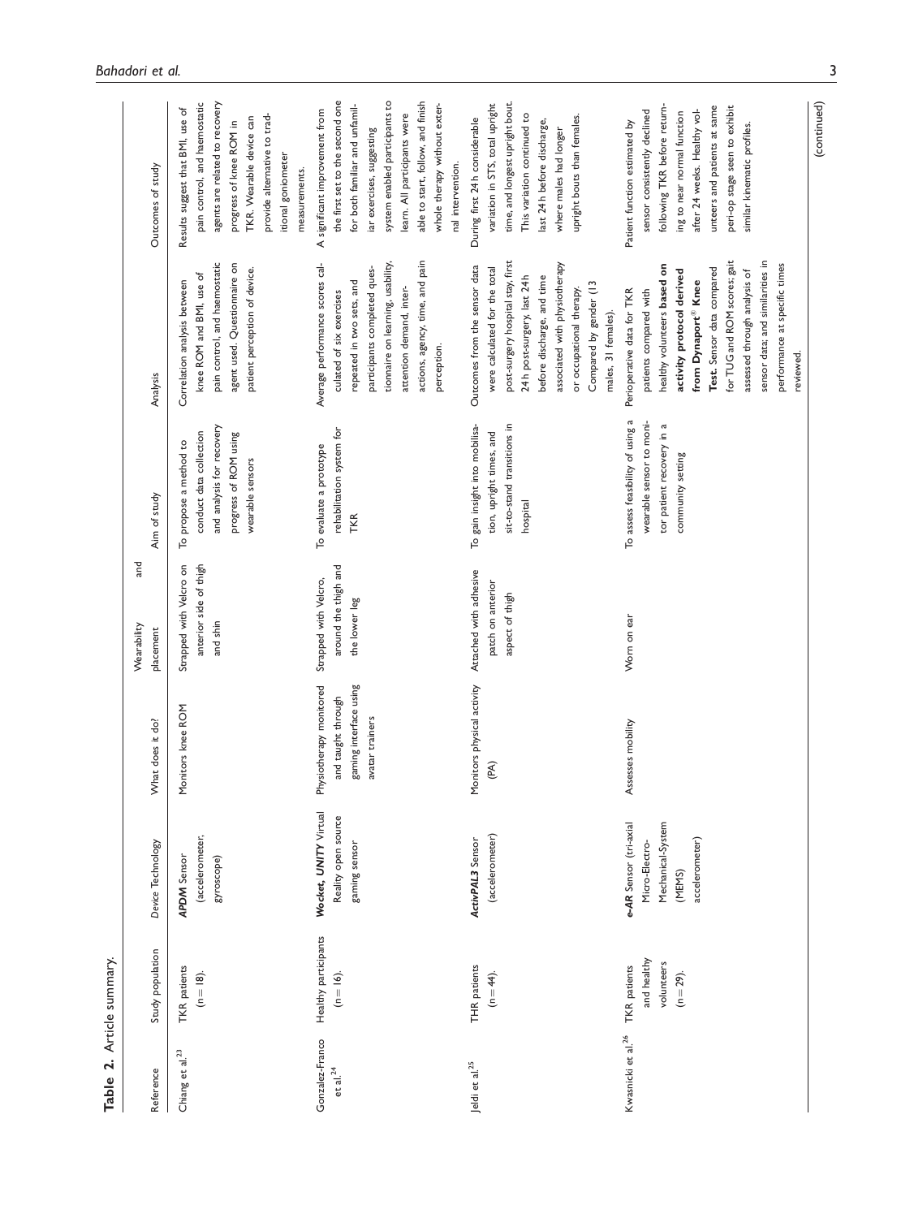**Table 2.** Article summary.

| Reference | Study population | Device Technology | What does it do? | Wearability and placement | Aim of study | Analysis | Outcomes of study |
|---|---|---|---|---|---|---|---|
| Chiang et al.[23] | TKR patients (n = 18). | ***APDM*** Sensor (accelerometer, gyroscope) | Monitors knee ROM | Strapped with Velcro on anterior side of thigh and shin | To propose a method to conduct data collection and analysis for recovery progress of ROM using wearable sensors | Correlation analysis between knee ROM and BMI, use of pain control, and haemostatic agent used. Questionnaire on patient perception of device. | Results suggest that BMI, use of pain control, and haemostatic agents are related to recovery progress of knee ROM in TKR. Wearable device can provide alternative to traditional goniometer measurements. |
| Gonzalez-Franco et al.[24] | Healthy participants (n = 16). | ***Wocket, UNITY*** Virtual Reality open source gaming sensor | Physiotherapy monitored and taught through gaming interface using avatar trainers | Strapped with Velcro, around the thigh and the lower leg | To evaluate a prototype rehabilitation system for TKR | Average performance scores calculated of six exercises repeated in two sets, and participants completed questionnaire on learning, usability, attention demand, interactions, agency, time, and pain perception. | A significant improvement from the first set to the second one for both familiar and unfamiliar exercises, suggesting system enabled participants to learn. All participants were able to start, follow, and finish whole therapy without external intervention. |
| Jeldi et al.[25] | THR patients (n = 44). | ***ActivPAL3*** Sensor (accelerometer) | Monitors physical activity (PA) | Attached with adhesive patch on anterior aspect of thigh | To gain insight into mobilisation, upright times, and sit-to-stand transitions in hospital | Outcomes from the sensor data were calculated for the total post-surgery hospital stay, first 24 h post-surgery, last 24 h before discharge, and time associated with physiotherapy or occupational therapy. Compared by gender (13 males, 31 females). | During first 24 h considerable variation in STS, total upright time, and longest upright bout. This variation continued to last 24 h before discharge, where males had longer upright bouts than females. |
| Kwasnicki et al.[26] | TKR patients and healthy volunteers (n = 29). | ***e-AR*** Sensor (tri-axial Micro-Electro-Mechanical-System (MEMS) accelerometer) | Assesses mobility | Worn on ear | To assess feasibility of using a wearable sensor to monitor patient recovery in a community setting | Perioperative data for TKR patients compared with healthy volunteers **based on activity protocol derived from Dynaport® Knee Test.** Sensor data compared for TUG and ROM scores; gait assessed through analysis of sensor data; and similarities in performance at specific times reviewed. | Patient function estimated by sensor consistently declined following TKR before returning to near normal function after 24 weeks. Healthy volunteers and patients at same peri-op stage seen to exhibit similar kinematic profiles. |

(continued)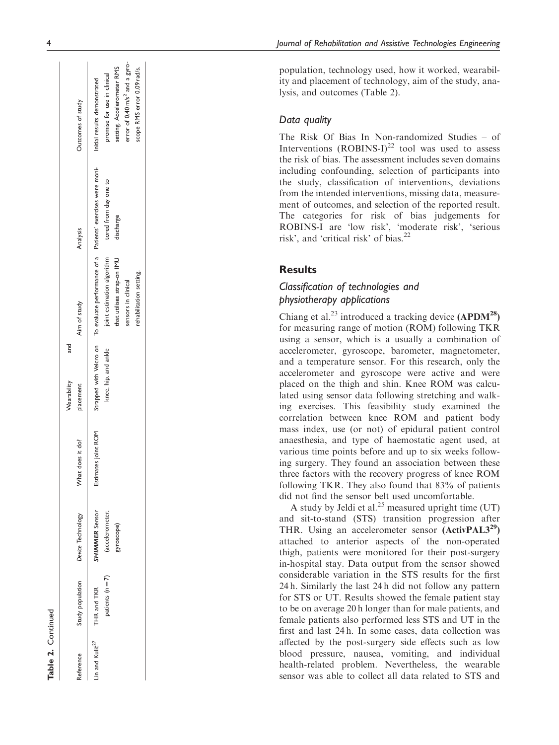**Table 2.** Continued

| Reference | Study population | Device Technology | What does it do? | Wearability and placement | Aim of study | Analysis | Outcomes of study |
|---|---|---|---|---|---|---|---|
| Lin and Kulić[27] | THR and TKR patients (n = 7) | ***SHIMMER*** Sensor (accelerometer, gyroscope) | Estimates joint ROM | Strapped with Velcro on knee, hip, and ankle | To evaluate performance of a joint estimation algorithm that utilises strap-on IMU sensors in clinical rehabilitation setting. | Patients' exercises were monitored from day one to discharge | Initial results demonstrated promise for use in clinical setting. Accelerometer RMS error of 0.40 m/s$^2$ and a gyroscope RMS error 0.09 rad/s. |

population, technology used, how it worked, wearability and placement of technology, aim of the study, analysis, and outcomes (Table 2).

### Data quality

The Risk Of Bias In Non-randomized Studies – of Interventions (ROBINS-I)[22] tool was used to assess the risk of bias. The assessment includes seven domains including confounding, selection of participants into the study, classification of interventions, deviations from the intended interventions, missing data, measurement of outcomes, and selection of the reported result. The categories for risk of bias judgements for ROBINS-I are 'low risk', 'moderate risk', 'serious risk', and 'critical risk' of bias.[22]

## Results

### Classification of technologies and physiotherapy applications

Chiang et al.[23] introduced a tracking device **(APDM[28])** for measuring range of motion (ROM) following TKR using a sensor, which is a usually a combination of accelerometer, gyroscope, barometer, magnetometer, and a temperature sensor. For this research, only the accelerometer and gyroscope were active and were placed on the thigh and shin. Knee ROM was calculated using sensor data following stretching and walking exercises. This feasibility study examined the correlation between knee ROM and patient body mass index, use (or not) of epidural patient control anaesthesia, and type of haemostatic agent used, at various time points before and up to six weeks following surgery. They found an association between these three factors with the recovery progress of knee ROM following TKR. They also found that 83% of patients did not find the sensor belt used uncomfortable.

A study by Jeldi et al.[25] measured upright time (UT) and sit-to-stand (STS) transition progression after THR. Using an accelerometer sensor **(ActivPAL3[29])** attached to anterior aspects of the non-operated thigh, patients were monitored for their post-surgery in-hospital stay. Data output from the sensor showed considerable variation in the STS results for the first 24 h. Similarly the last 24 h did not follow any pattern for STS or UT. Results showed the female patient stay to be on average 20 h longer than for male patients, and female patients also performed less STS and UT in the first and last 24 h. In some cases, data collection was affected by the post-surgery side effects such as low blood pressure, nausea, vomiting, and individual health-related problem. Nevertheless, the wearable sensor was able to collect all data related to STS and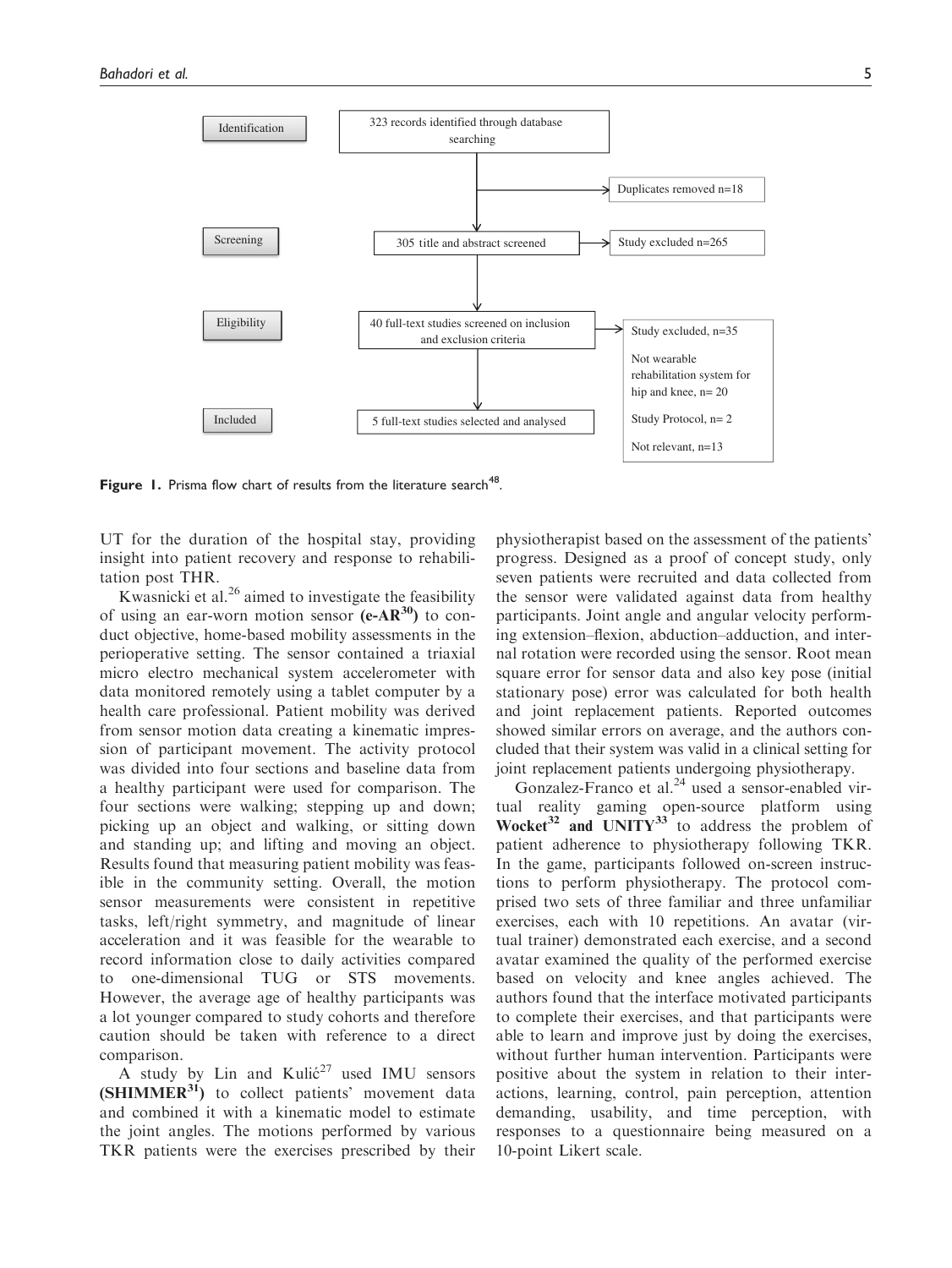Identification

323 records identified through database searching

Duplicates removed n=18

Screening

305 title and abstract screened

Study excluded n=265

Eligibility

40 full-text studies screened on inclusion and exclusion criteria

Study excluded, n=35

Not wearable rehabilitation system for hip and knee, n= 20

Study Protocol, n= 2

Not relevant, n=13

Included

5 full-text studies selected and analysed

**Figure 1.** Prisma flow chart of results from the literature search[48].

UT for the duration of the hospital stay, providing insight into patient recovery and response to rehabilitation post THR.

Kwasnicki et al.[26] aimed to investigate the feasibility of using an ear-worn motion sensor **(e-AR[30])** to conduct objective, home-based mobility assessments in the perioperative setting. The sensor contained a triaxial micro electro mechanical system accelerometer with data monitored remotely using a tablet computer by a health care professional. Patient mobility was derived from sensor motion data creating a kinematic impression of participant movement. The activity protocol was divided into four sections and baseline data from a healthy participant were used for comparison. The four sections were walking; stepping up and down; picking up an object and walking, or sitting down and standing up; and lifting and moving an object. Results found that measuring patient mobility was feasible in the community setting. Overall, the motion sensor measurements were consistent in repetitive tasks, left/right symmetry, and magnitude of linear acceleration and it was feasible for the wearable to record information close to daily activities compared to one-dimensional TUG or STS movements. However, the average age of healthy participants was a lot younger compared to study cohorts and therefore caution should be taken with reference to a direct comparison.

A study by Lin and Kulić[27] used IMU sensors **(SHIMMER[31])** to collect patients' movement data and combined it with a kinematic model to estimate the joint angles. The motions performed by various TKR patients were the exercises prescribed by their physiotherapist based on the assessment of the patients' progress. Designed as a proof of concept study, only seven patients were recruited and data collected from the sensor were validated against data from healthy participants. Joint angle and angular velocity performing extension–flexion, abduction–adduction, and internal rotation were recorded using the sensor. Root mean square error for sensor data and also key pose (initial stationary pose) error was calculated for both health and joint replacement patients. Reported outcomes showed similar errors on average, and the authors concluded that their system was valid in a clinical setting for joint replacement patients undergoing physiotherapy.

Gonzalez-Franco et al.[24] used a sensor-enabled virtual reality gaming open-source platform using **Wocket[32] and UNITY[33]** to address the problem of patient adherence to physiotherapy following TKR. In the game, participants followed on-screen instructions to perform physiotherapy. The protocol comprised two sets of three familiar and three unfamiliar exercises, each with 10 repetitions. An avatar (virtual trainer) demonstrated each exercise, and a second avatar examined the quality of the performed exercise based on velocity and knee angles achieved. The authors found that the interface motivated participants to complete their exercises, and that participants were able to learn and improve just by doing the exercises, without further human intervention. Participants were positive about the system in relation to their interactions, learning, control, pain perception, attention demanding, usability, and time perception, with responses to a questionnaire being measured on a 10-point Likert scale.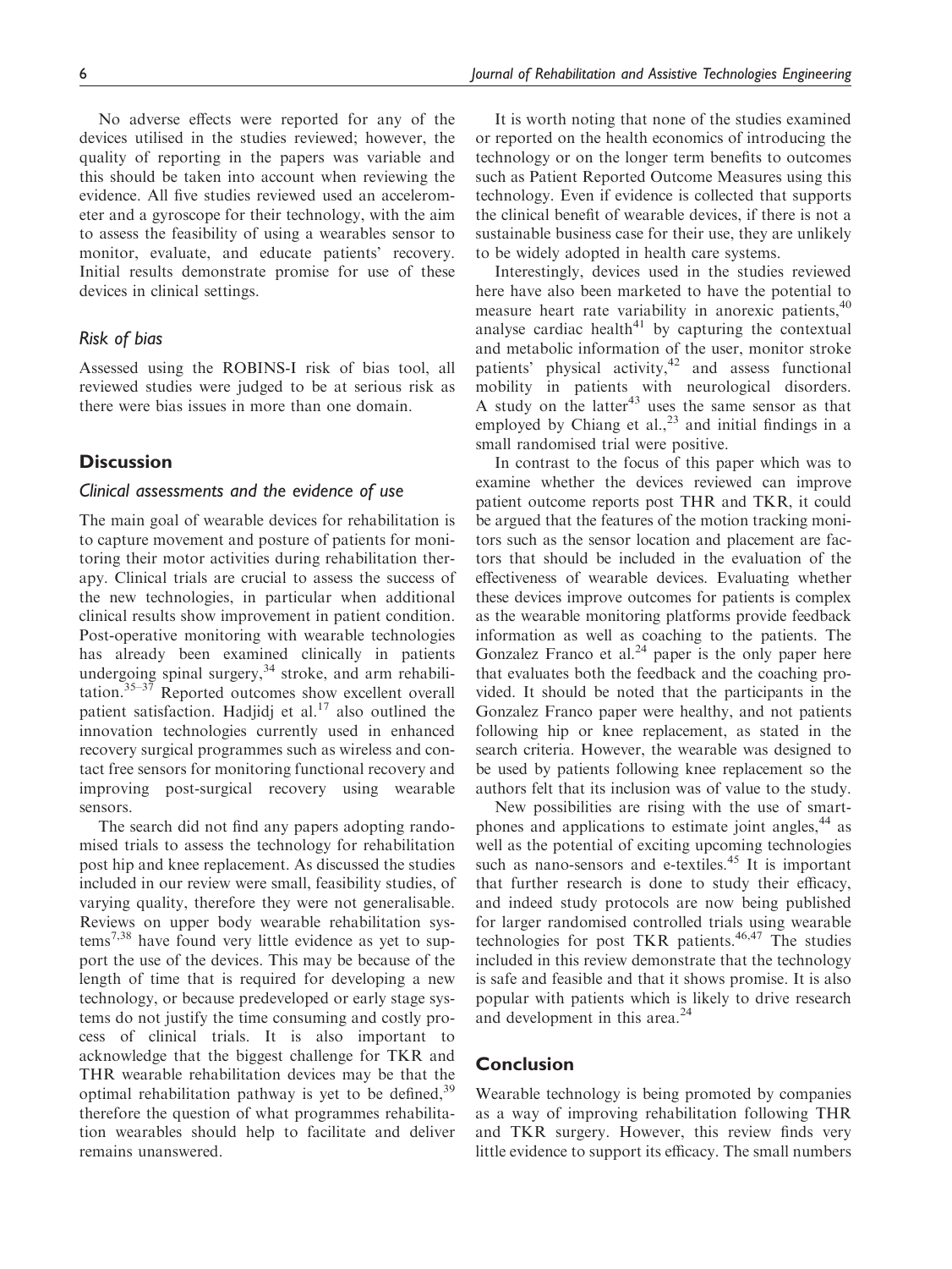No adverse effects were reported for any of the devices utilised in the studies reviewed; however, the quality of reporting in the papers was variable and this should be taken into account when reviewing the evidence. All five studies reviewed used an accelerometer and a gyroscope for their technology, with the aim to assess the feasibility of using a wearables sensor to monitor, evaluate, and educate patients' recovery. Initial results demonstrate promise for use of these devices in clinical settings.

### Risk of bias

Assessed using the ROBINS-I risk of bias tool, all reviewed studies were judged to be at serious risk as there were bias issues in more than one domain.

## Discussion

### Clinical assessments and the evidence of use

The main goal of wearable devices for rehabilitation is to capture movement and posture of patients for monitoring their motor activities during rehabilitation therapy. Clinical trials are crucial to assess the success of the new technologies, in particular when additional clinical results show improvement in patient condition. Post-operative monitoring with wearable technologies has already been examined clinically in patients undergoing spinal surgery,[34] stroke, and arm rehabilitation.[35–37] Reported outcomes show excellent overall patient satisfaction. Hadjidj et al.[17] also outlined the innovation technologies currently used in enhanced recovery surgical programmes such as wireless and contact free sensors for monitoring functional recovery and improving post-surgical recovery using wearable sensors.

The search did not find any papers adopting randomised trials to assess the technology for rehabilitation post hip and knee replacement. As discussed the studies included in our review were small, feasibility studies, of varying quality, therefore they were not generalisable. Reviews on upper body wearable rehabilitation systems[7,38] have found very little evidence as yet to support the use of the devices. This may be because of the length of time that is required for developing a new technology, or because predeveloped or early stage systems do not justify the time consuming and costly process of clinical trials. It is also important to acknowledge that the biggest challenge for TKR and THR wearable rehabilitation devices may be that the optimal rehabilitation pathway is yet to be defined,[39] therefore the question of what programmes rehabilitation wearables should help to facilitate and deliver remains unanswered.

It is worth noting that none of the studies examined or reported on the health economics of introducing the technology or on the longer term benefits to outcomes such as Patient Reported Outcome Measures using this technology. Even if evidence is collected that supports the clinical benefit of wearable devices, if there is not a sustainable business case for their use, they are unlikely to be widely adopted in health care systems.

Interestingly, devices used in the studies reviewed here have also been marketed to have the potential to measure heart rate variability in anorexic patients,[40] analyse cardiac health[41] by capturing the contextual and metabolic information of the user, monitor stroke patients' physical activity,[42] and assess functional mobility in patients with neurological disorders. A study on the latter[43] uses the same sensor as that employed by Chiang et al.,[23] and initial findings in a small randomised trial were positive.

In contrast to the focus of this paper which was to examine whether the devices reviewed can improve patient outcome reports post THR and TKR, it could be argued that the features of the motion tracking monitors such as the sensor location and placement are factors that should be included in the evaluation of the effectiveness of wearable devices. Evaluating whether these devices improve outcomes for patients is complex as the wearable monitoring platforms provide feedback information as well as coaching to the patients. The Gonzalez Franco et al.[24] paper is the only paper here that evaluates both the feedback and the coaching provided. It should be noted that the participants in the Gonzalez Franco paper were healthy, and not patients following hip or knee replacement, as stated in the search criteria. However, the wearable was designed to be used by patients following knee replacement so the authors felt that its inclusion was of value to the study.

New possibilities are rising with the use of smartphones and applications to estimate joint angles,[44] as well as the potential of exciting upcoming technologies such as nano-sensors and e-textiles.[45] It is important that further research is done to study their efficacy, and indeed study protocols are now being published for larger randomised controlled trials using wearable technologies for post TKR patients.[46,47] The studies included in this review demonstrate that the technology is safe and feasible and that it shows promise. It is also popular with patients which is likely to drive research and development in this area.[24]

## Conclusion

Wearable technology is being promoted by companies as a way of improving rehabilitation following THR and TKR surgery. However, this review finds very little evidence to support its efficacy. The small numbers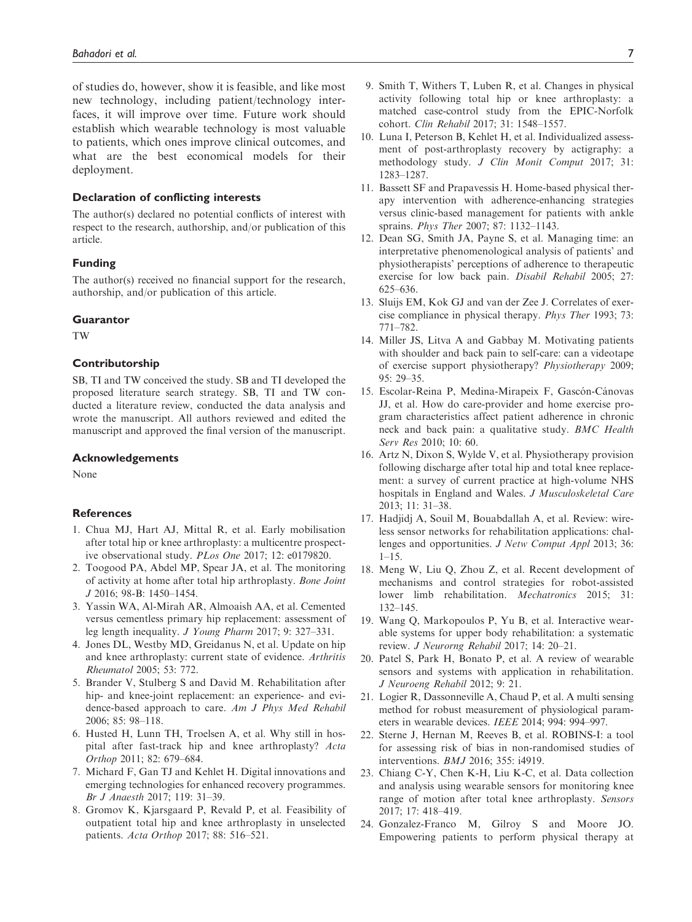of studies do, however, show it is feasible, and like most new technology, including patient/technology interfaces, it will improve over time. Future work should establish which wearable technology is most valuable to patients, which ones improve clinical outcomes, and what are the best economical models for their deployment.

### Declaration of conflicting interests

The author(s) declared no potential conflicts of interest with respect to the research, authorship, and/or publication of this article.

### Funding

The author(s) received no financial support for the research, authorship, and/or publication of this article.

### Guarantor

TW

### Contributorship

SB, TI and TW conceived the study. SB and TI developed the proposed literature search strategy. SB, TI and TW conducted a literature review, conducted the data analysis and wrote the manuscript. All authors reviewed and edited the manuscript and approved the final version of the manuscript.

### Acknowledgements

None

### References

1. Chua MJ, Hart AJ, Mittal R, et al. Early mobilisation after total hip or knee arthroplasty: a multicentre prospective observational study. *PLos One* 2017; 12: e0179820.
2. Toogood PA, Abdel MP, Spear JA, et al. The monitoring of activity at home after total hip arthroplasty. *Bone Joint J* 2016; 98-B: 1450–1454.
3. Yassin WA, Al-Mirah AR, Almoaish AA, et al. Cemented versus cementless primary hip replacement: assessment of leg length inequality. *J Young Pharm* 2017; 9: 327–331.
4. Jones DL, Westby MD, Greidanus N, et al. Update on hip and knee arthroplasty: current state of evidence. *Arthritis Rheumatol* 2005; 53: 772.
5. Brander V, Stulberg S and David M. Rehabilitation after hip- and knee-joint replacement: an experience- and evidence-based approach to care. *Am J Phys Med Rehabil* 2006; 85: 98–118.
6. Husted H, Lunn TH, Troelsen A, et al. Why still in hospital after fast-track hip and knee arthroplasty? *Acta Orthop* 2011; 82: 679–684.
7. Michard F, Gan TJ and Kehlet H. Digital innovations and emerging technologies for enhanced recovery programmes. *Br J Anaesth* 2017; 119: 31–39.
8. Gromov K, Kjarsgaard P, Revald P, et al. Feasibility of outpatient total hip and knee arthroplasty in unselected patients. *Acta Orthop* 2017; 88: 516–521.
9. Smith T, Withers T, Luben R, et al. Changes in physical activity following total hip or knee arthroplasty: a matched case-control study from the EPIC-Norfolk cohort. *Clin Rehabil* 2017; 31: 1548–1557.
10. Luna I, Peterson B, Kehlet H, et al. Individualized assessment of post-arthroplasty recovery by actigraphy: a methodology study. *J Clin Monit Comput* 2017; 31: 1283–1287.
11. Bassett SF and Prapavessis H. Home-based physical therapy intervention with adherence-enhancing strategies versus clinic-based management for patients with ankle sprains. *Phys Ther* 2007; 87: 1132–1143.
12. Dean SG, Smith JA, Payne S, et al. Managing time: an interpretative phenomenological analysis of patients' and physiotherapists' perceptions of adherence to therapeutic exercise for low back pain. *Disabil Rehabil* 2005; 27: 625–636.
13. Sluijs EM, Kok GJ and van der Zee J. Correlates of exercise compliance in physical therapy. *Phys Ther* 1993; 73: 771–782.
14. Miller JS, Litva A and Gabbay M. Motivating patients with shoulder and back pain to self-care: can a videotape of exercise support physiotherapy? *Physiotherapy* 2009; 95: 29–35.
15. Escolar-Reina P, Medina-Mirapeix F, Gascón-Cánovas JJ, et al. How do care-provider and home exercise program characteristics affect patient adherence in chronic neck and back pain: a qualitative study. *BMC Health Serv Res* 2010; 10: 60.
16. Artz N, Dixon S, Wylde V, et al. Physiotherapy provision following discharge after total hip and total knee replacement: a survey of current practice at high-volume NHS hospitals in England and Wales. *J Musculoskeletal Care* 2013; 11: 31–38.
17. Hadjidj A, Souil M, Bouabdallah A, et al. Review: wireless sensor networks for rehabilitation applications: challenges and opportunities. *J Netw Comput Appl* 2013; 36: 1–15.
18. Meng W, Liu Q, Zhou Z, et al. Recent development of mechanisms and control strategies for robot-assisted lower limb rehabilitation. *Mechatronics* 2015; 31: 132–145.
19. Wang Q, Markopoulos P, Yu B, et al. Interactive wearable systems for upper body rehabilitation: a systematic review. *J Neurorng Rehabil* 2017; 14: 20–21.
20. Patel S, Park H, Bonato P, et al. A review of wearable sensors and systems with application in rehabilitation. *J Neuroeng Rehabil* 2012; 9: 21.
21. Logier R, Dassonneville A, Chaud P, et al. A multi sensing method for robust measurement of physiological parameters in wearable devices. *IEEE* 2014; 994: 994–997.
22. Sterne J, Hernan M, Reeves B, et al. ROBINS-I: a tool for assessing risk of bias in non-randomised studies of interventions. *BMJ* 2016; 355: i4919.
23. Chiang C-Y, Chen K-H, Liu K-C, et al. Data collection and analysis using wearable sensors for monitoring knee range of motion after total knee arthroplasty. *Sensors* 2017; 17: 418–419.
24. Gonzalez-Franco M, Gilroy S and Moore JO. Empowering patients to perform physical therapy at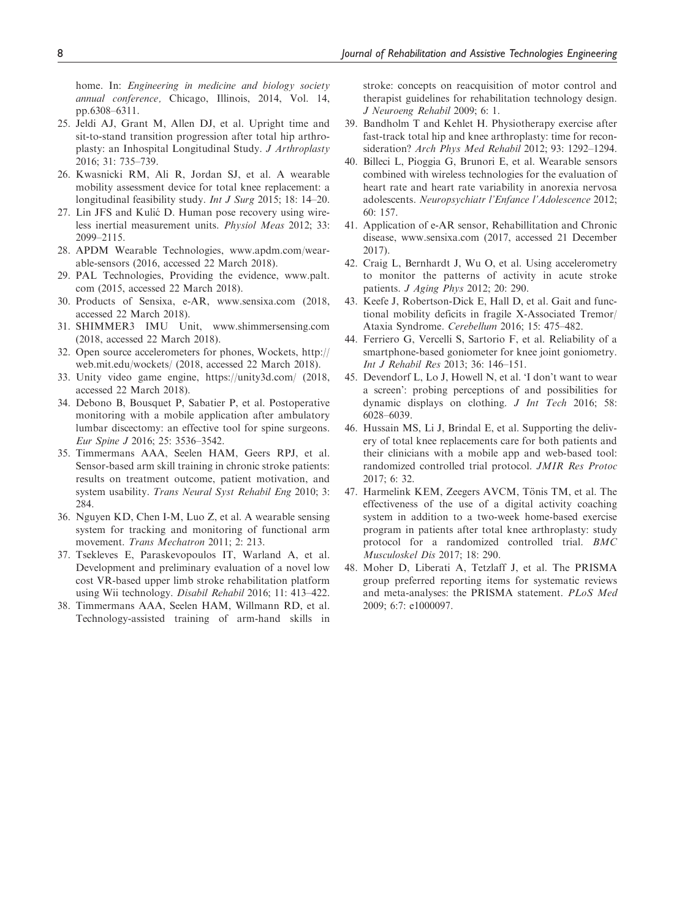home. In: *Engineering in medicine and biology society annual conference,* Chicago, Illinois, 2014, Vol. 14, pp.6308–6311.

25. Jeldi AJ, Grant M, Allen DJ, et al. Upright time and sit-to-stand transition progression after total hip arthroplasty: an Inhospital Longitudinal Study. *J Arthroplasty* 2016; 31: 735–739.
26. Kwasnicki RM, Ali R, Jordan SJ, et al. A wearable mobility assessment device for total knee replacement: a longitudinal feasibility study. *Int J Surg* 2015; 18: 14–20.
27. Lin JFS and Kulić D. Human pose recovery using wireless inertial measurement units. *Physiol Meas* 2012; 33: 2099–2115.
28. APDM Wearable Technologies, www.apdm.com/wearable-sensors (2016, accessed 22 March 2018).
29. PAL Technologies, Providing the evidence, www.palt.com (2015, accessed 22 March 2018).
30. Products of Sensixa, e-AR, www.sensixa.com (2018, accessed 22 March 2018).
31. SHIMMER3 IMU Unit, www.shimmersensing.com (2018, accessed 22 March 2018).
32. Open source accelerometers for phones, Wockets, http://web.mit.edu/wockets/ (2018, accessed 22 March 2018).
33. Unity video game engine, https://unity3d.com/ (2018, accessed 22 March 2018).
34. Debono B, Bousquet P, Sabatier P, et al. Postoperative monitoring with a mobile application after ambulatory lumbar discectomy: an effective tool for spine surgeons. *Eur Spine J* 2016; 25: 3536–3542.
35. Timmermans AAA, Seelen HAM, Geers RPJ, et al. Sensor-based arm skill training in chronic stroke patients: results on treatment outcome, patient motivation, and system usability. *Trans Neural Syst Rehabil Eng* 2010; 3: 284.
36. Nguyen KD, Chen I-M, Luo Z, et al. A wearable sensing system for tracking and monitoring of functional arm movement. *Trans Mechatron* 2011; 2: 213.
37. Tsekleves E, Paraskevopoulos IT, Warland A, et al. Development and preliminary evaluation of a novel low cost VR-based upper limb stroke rehabilitation platform using Wii technology. *Disabil Rehabil* 2016; 11: 413–422.
38. Timmermans AAA, Seelen HAM, Willmann RD, et al. Technology-assisted training of arm-hand skills in stroke: concepts on reacquisition of motor control and therapist guidelines for rehabilitation technology design. *J Neuroeng Rehabil* 2009; 6: 1.
39. Bandholm T and Kehlet H. Physiotherapy exercise after fast-track total hip and knee arthroplasty: time for reconsideration? *Arch Phys Med Rehabil* 2012; 93: 1292–1294.
40. Billeci L, Pioggia G, Brunori E, et al. Wearable sensors combined with wireless technologies for the evaluation of heart rate and heart rate variability in anorexia nervosa adolescents. *Neuropsychiatr l'Enfance l'Adolescence* 2012; 60: 157.
41. Application of e-AR sensor, Rehabillitation and Chronic disease, www.sensixa.com (2017, accessed 21 December 2017).
42. Craig L, Bernhardt J, Wu O, et al. Using accelerometry to monitor the patterns of activity in acute stroke patients. *J Aging Phys* 2012; 20: 290.
43. Keefe J, Robertson-Dick E, Hall D, et al. Gait and functional mobility deficits in fragile X-Associated Tremor/Ataxia Syndrome. *Cerebellum* 2016; 15: 475–482.
44. Ferriero G, Vercelli S, Sartorio F, et al. Reliability of a smartphone-based goniometer for knee joint goniometry. *Int J Rehabil Res* 2013; 36: 146–151.
45. Devendorf L, Lo J, Howell N, et al. 'I don't want to wear a screen': probing perceptions of and possibilities for dynamic displays on clothing. *J Int Tech* 2016; 58: 6028–6039.
46. Hussain MS, Li J, Brindal E, et al. Supporting the delivery of total knee replacements care for both patients and their clinicians with a mobile app and web-based tool: randomized controlled trial protocol. *JMIR Res Protoc* 2017; 6: 32.
47. Harmelink KEM, Zeegers AVCM, Tönis TM, et al. The effectiveness of the use of a digital activity coaching system in addition to a two-week home-based exercise program in patients after total knee arthroplasty: study protocol for a randomized controlled trial. *BMC Musculoskel Dis* 2017; 18: 290.
48. Moher D, Liberati A, Tetzlaff J, et al. The PRISMA group preferred reporting items for systematic reviews and meta-analyses: the PRISMA statement. *PLoS Med* 2009; 6:7: e1000097.